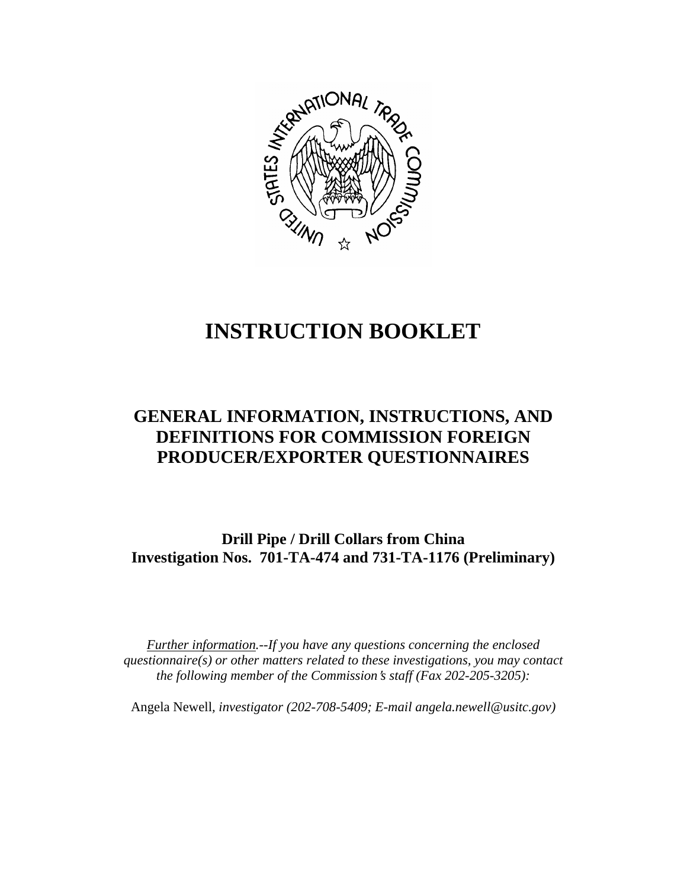# INSTRUCTION BOOKLET

## GENERAL INFORMATION, INSTRUCTIONS, AND DEFINITIONS FOR COMMISSION FOREIGN PRODUCER/EXPORTER QUESTIONNAIRES

**Drill Pipe / Drill Collars from China**
**Investigation Nos. 701-TA-474 and 731-TA-1176 (Preliminary)**

*Further information.--If you have any questions concerning the enclosed questionnaire(s) or other matters related to these investigations, you may contact the following member of the Commission's staff (Fax 202-205-3205):*

Angela Newell, *investigator (202-708-5409; E-mail angela.newell@usitc.gov)*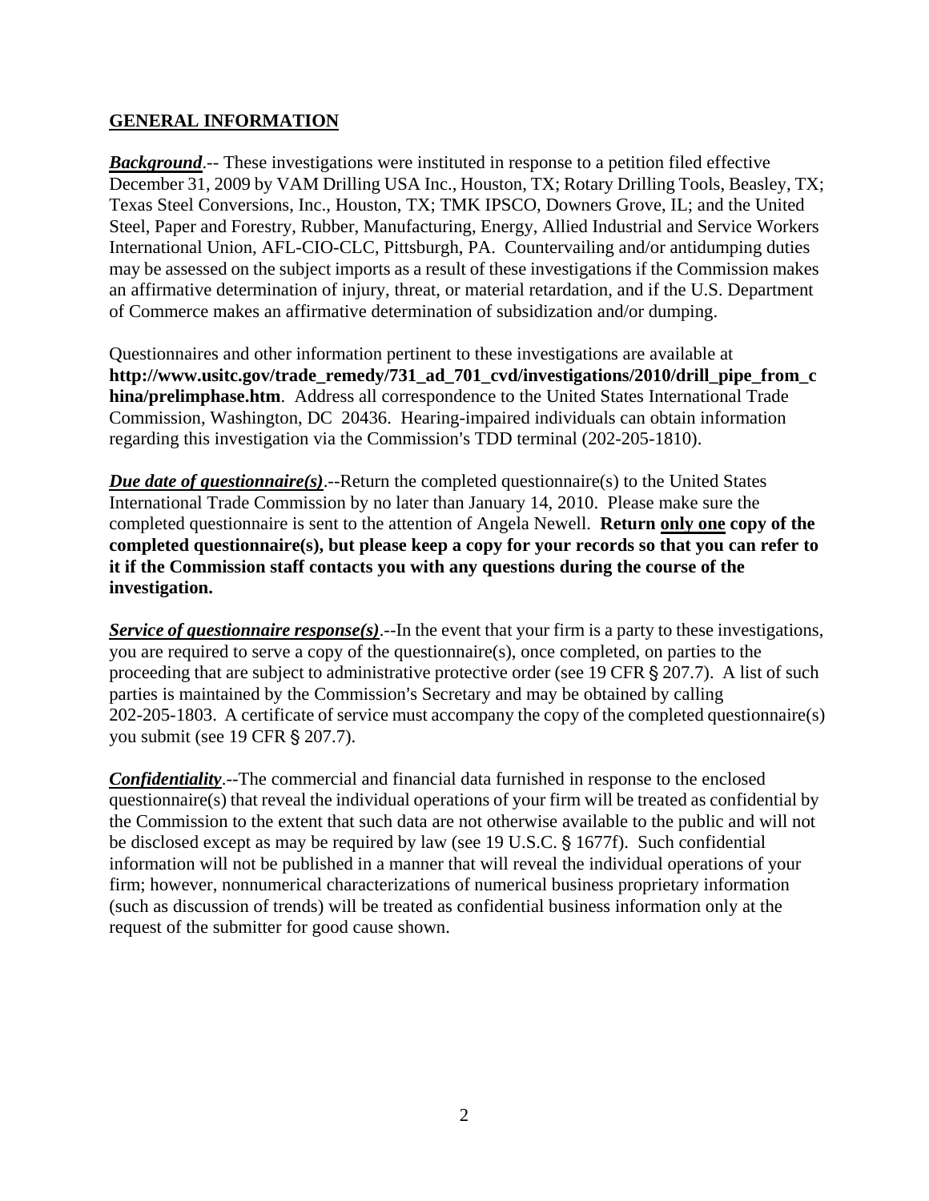## GENERAL INFORMATION

***Background***.-- These investigations were instituted in response to a petition filed effective December 31, 2009 by VAM Drilling USA Inc., Houston, TX; Rotary Drilling Tools, Beasley, TX; Texas Steel Conversions, Inc., Houston, TX; TMK IPSCO, Downers Grove, IL; and the United Steel, Paper and Forestry, Rubber, Manufacturing, Energy, Allied Industrial and Service Workers International Union, AFL-CIO-CLC, Pittsburgh, PA. Countervailing and/or antidumping duties may be assessed on the subject imports as a result of these investigations if the Commission makes an affirmative determination of injury, threat, or material retardation, and if the U.S. Department of Commerce makes an affirmative determination of subsidization and/or dumping.

Questionnaires and other information pertinent to these investigations are available at **http://www.usitc.gov/trade_remedy/731_ad_701_cvd/investigations/2010/drill_pipe_from_china/prelimphase.htm**. Address all correspondence to the United States International Trade Commission, Washington, DC 20436. Hearing-impaired individuals can obtain information regarding this investigation via the Commission's TDD terminal (202-205-1810).

***Due date of questionnaire(s)***.--Return the completed questionnaire(s) to the United States International Trade Commission by no later than January 14, 2010. Please make sure the completed questionnaire is sent to the attention of Angela Newell. **Return only one copy of the completed questionnaire(s), but please keep a copy for your records so that you can refer to it if the Commission staff contacts you with any questions during the course of the investigation.**

***Service of questionnaire response(s)***.--In the event that your firm is a party to these investigations, you are required to serve a copy of the questionnaire(s), once completed, on parties to the proceeding that are subject to administrative protective order (see 19 CFR § 207.7). A list of such parties is maintained by the Commission's Secretary and may be obtained by calling 202-205-1803. A certificate of service must accompany the copy of the completed questionnaire(s) you submit (see 19 CFR § 207.7).

***Confidentiality***.--The commercial and financial data furnished in response to the enclosed questionnaire(s) that reveal the individual operations of your firm will be treated as confidential by the Commission to the extent that such data are not otherwise available to the public and will not be disclosed except as may be required by law (see 19 U.S.C. § 1677f). Such confidential information will not be published in a manner that will reveal the individual operations of your firm; however, nonnumerical characterizations of numerical business proprietary information (such as discussion of trends) will be treated as confidential business information only at the request of the submitter for good cause shown.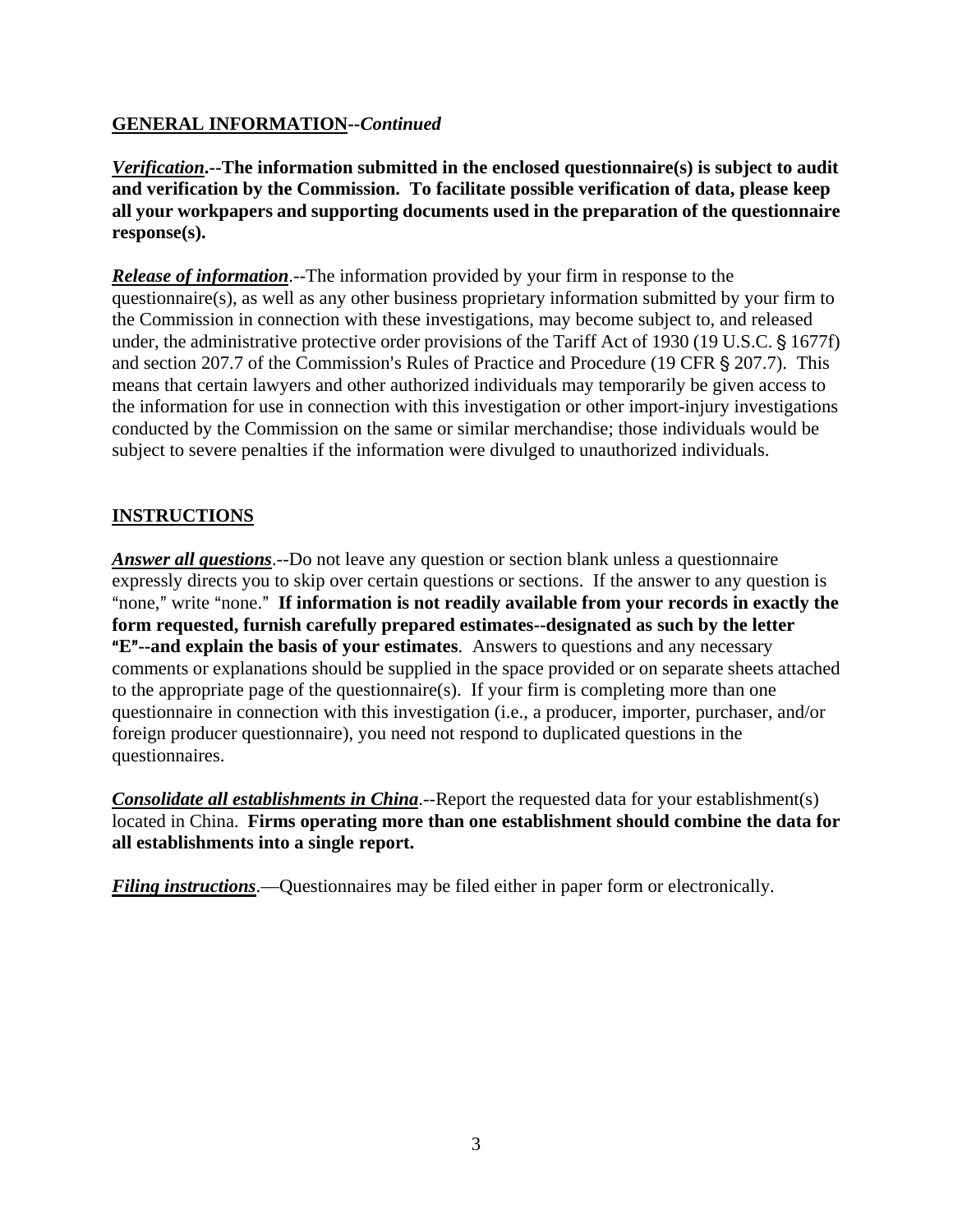## GENERAL INFORMATION--*Continued*

***Verification*.--The information submitted in the enclosed questionnaire(s) is subject to audit and verification by the Commission. To facilitate possible verification of data, please keep all your workpapers and supporting documents used in the preparation of the questionnaire response(s).**

***Release of information***.--The information provided by your firm in response to the questionnaire(s), as well as any other business proprietary information submitted by your firm to the Commission in connection with these investigations, may become subject to, and released under, the administrative protective order provisions of the Tariff Act of 1930 (19 U.S.C. § 1677f) and section 207.7 of the Commission's Rules of Practice and Procedure (19 CFR § 207.7). This means that certain lawyers and other authorized individuals may temporarily be given access to the information for use in connection with this investigation or other import-injury investigations conducted by the Commission on the same or similar merchandise; those individuals would be subject to severe penalties if the information were divulged to unauthorized individuals.

## INSTRUCTIONS

***Answer all questions***.--Do not leave any question or section blank unless a questionnaire expressly directs you to skip over certain questions or sections. If the answer to any question is "none," write "none." **If information is not readily available from your records in exactly the form requested, furnish carefully prepared estimates--designated as such by the letter "E"--and explain the basis of your estimates**. Answers to questions and any necessary comments or explanations should be supplied in the space provided or on separate sheets attached to the appropriate page of the questionnaire(s). If your firm is completing more than one questionnaire in connection with this investigation (i.e., a producer, importer, purchaser, and/or foreign producer questionnaire), you need not respond to duplicated questions in the questionnaires.

***Consolidate all establishments in China***.--Report the requested data for your establishment(s) located in China. **Firms operating more than one establishment should combine the data for all establishments into a single report.**

***Filing instructions***.—Questionnaires may be filed either in paper form or electronically.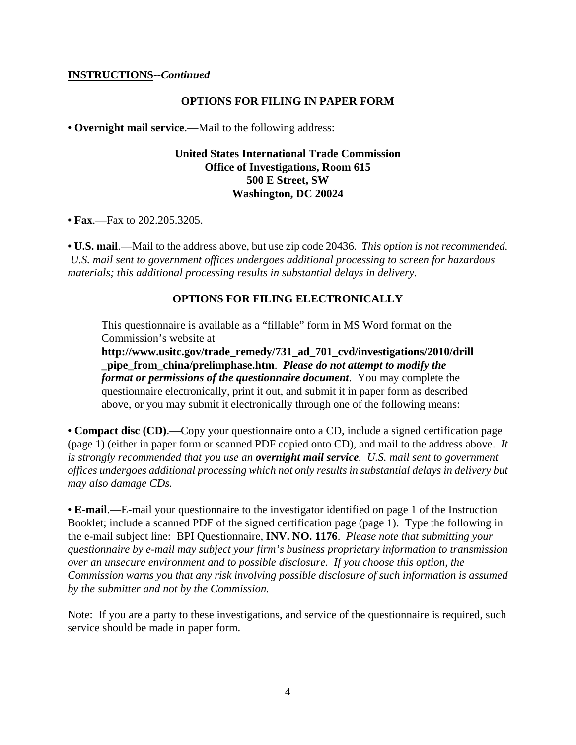**INSTRUCTIONS**--***Continued***

## OPTIONS FOR FILING IN PAPER FORM

**• Overnight mail service**.—Mail to the following address:

**United States International Trade Commission**
**Office of Investigations, Room 615**
**500 E Street, SW**
**Washington, DC 20024**

**• Fax**.—Fax to 202.205.3205.

**• U.S. mail**.—Mail to the address above, but use zip code 20436. *This option is not recommended. U.S. mail sent to government offices undergoes additional processing to screen for hazardous materials; this additional processing results in substantial delays in delivery.*

## OPTIONS FOR FILING ELECTRONICALLY

This questionnaire is available as a "fillable" form in MS Word format on the Commission's website at **http://www.usitc.gov/trade_remedy/731_ad_701_cvd/investigations/2010/drill_pipe_from_china/prelimphase.htm**. ***Please do not attempt to modify the format or permissions of the questionnaire document***. You may complete the questionnaire electronically, print it out, and submit it in paper form as described above, or you may submit it electronically through one of the following means:

**• Compact disc (CD)**.—Copy your questionnaire onto a CD, include a signed certification page (page 1) (either in paper form or scanned PDF copied onto CD), and mail to the address above. *It is strongly recommended that you use an **overnight mail service**. U.S. mail sent to government offices undergoes additional processing which not only results in substantial delays in delivery but may also damage CDs.*

**• E-mail**.—E-mail your questionnaire to the investigator identified on page 1 of the Instruction Booklet; include a scanned PDF of the signed certification page (page 1). Type the following in the e-mail subject line: BPI Questionnaire, **INV. NO. 1176**. *Please note that submitting your questionnaire by e-mail may subject your firm's business proprietary information to transmission over an unsecure environment and to possible disclosure. If you choose this option, the Commission warns you that any risk involving possible disclosure of such information is assumed by the submitter and not by the Commission.*

Note: If you are a party to these investigations, and service of the questionnaire is required, such service should be made in paper form.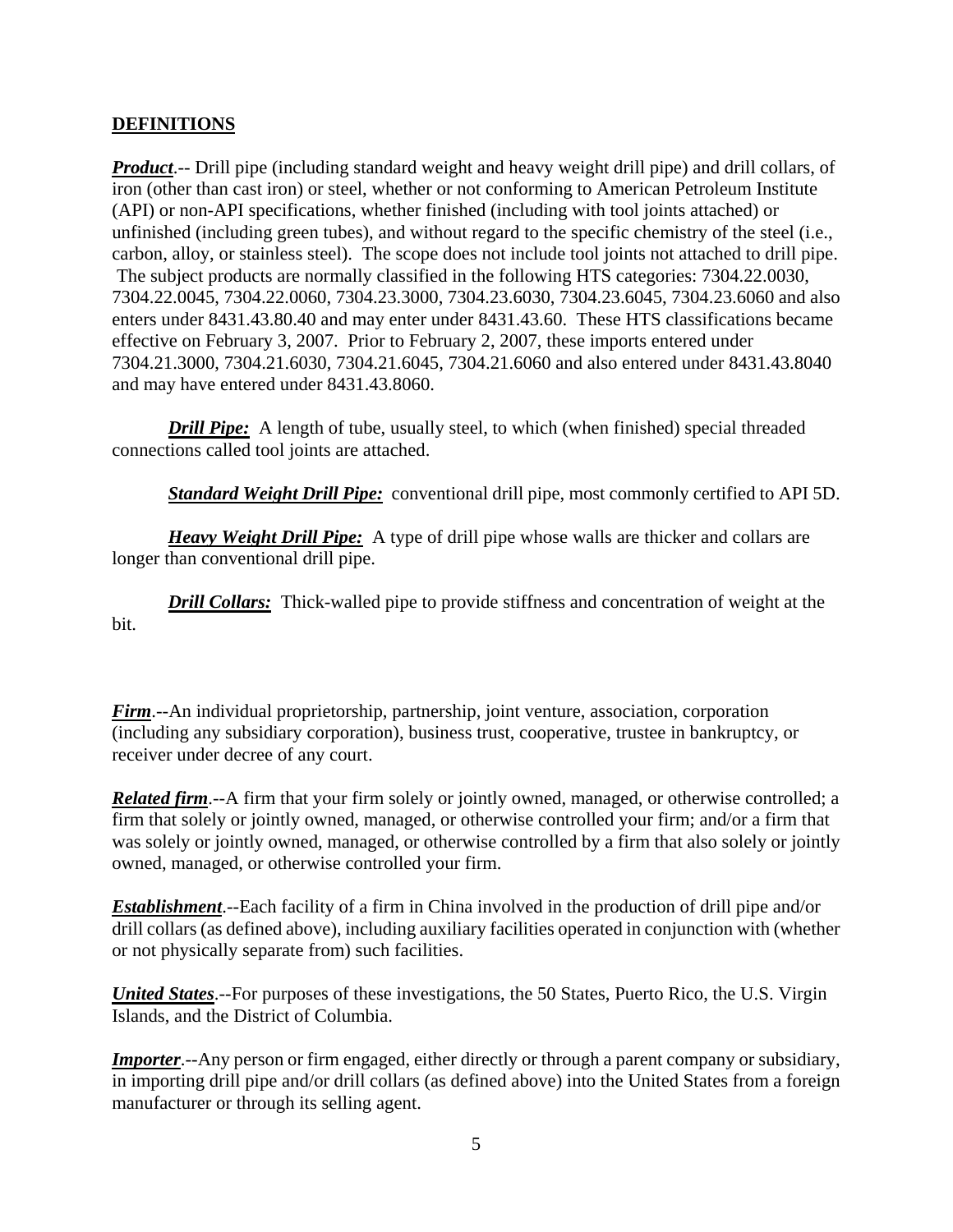## DEFINITIONS

***Product***.-- Drill pipe (including standard weight and heavy weight drill pipe) and drill collars, of iron (other than cast iron) or steel, whether or not conforming to American Petroleum Institute (API) or non-API specifications, whether finished (including with tool joints attached) or unfinished (including green tubes), and without regard to the specific chemistry of the steel (i.e., carbon, alloy, or stainless steel). The scope does not include tool joints not attached to drill pipe. The subject products are normally classified in the following HTS categories: 7304.22.0030, 7304.22.0045, 7304.22.0060, 7304.23.3000, 7304.23.6030, 7304.23.6045, 7304.23.6060 and also enters under 8431.43.80.40 and may enter under 8431.43.60. These HTS classifications became effective on February 3, 2007. Prior to February 2, 2007, these imports entered under 7304.21.3000, 7304.21.6030, 7304.21.6045, 7304.21.6060 and also entered under 8431.43.8040 and may have entered under 8431.43.8060.

***Drill Pipe:*** A length of tube, usually steel, to which (when finished) special threaded connections called tool joints are attached.

***Standard Weight Drill Pipe:*** conventional drill pipe, most commonly certified to API 5D.

***Heavy Weight Drill Pipe:*** A type of drill pipe whose walls are thicker and collars are longer than conventional drill pipe.

***Drill Collars:*** Thick-walled pipe to provide stiffness and concentration of weight at the bit.

***Firm***.--An individual proprietorship, partnership, joint venture, association, corporation (including any subsidiary corporation), business trust, cooperative, trustee in bankruptcy, or receiver under decree of any court.

***Related firm***.--A firm that your firm solely or jointly owned, managed, or otherwise controlled; a firm that solely or jointly owned, managed, or otherwise controlled your firm; and/or a firm that was solely or jointly owned, managed, or otherwise controlled by a firm that also solely or jointly owned, managed, or otherwise controlled your firm.

***Establishment***.--Each facility of a firm in China involved in the production of drill pipe and/or drill collars (as defined above), including auxiliary facilities operated in conjunction with (whether or not physically separate from) such facilities.

***United States***.--For purposes of these investigations, the 50 States, Puerto Rico, the U.S. Virgin Islands, and the District of Columbia.

***Importer***.--Any person or firm engaged, either directly or through a parent company or subsidiary, in importing drill pipe and/or drill collars (as defined above) into the United States from a foreign manufacturer or through its selling agent.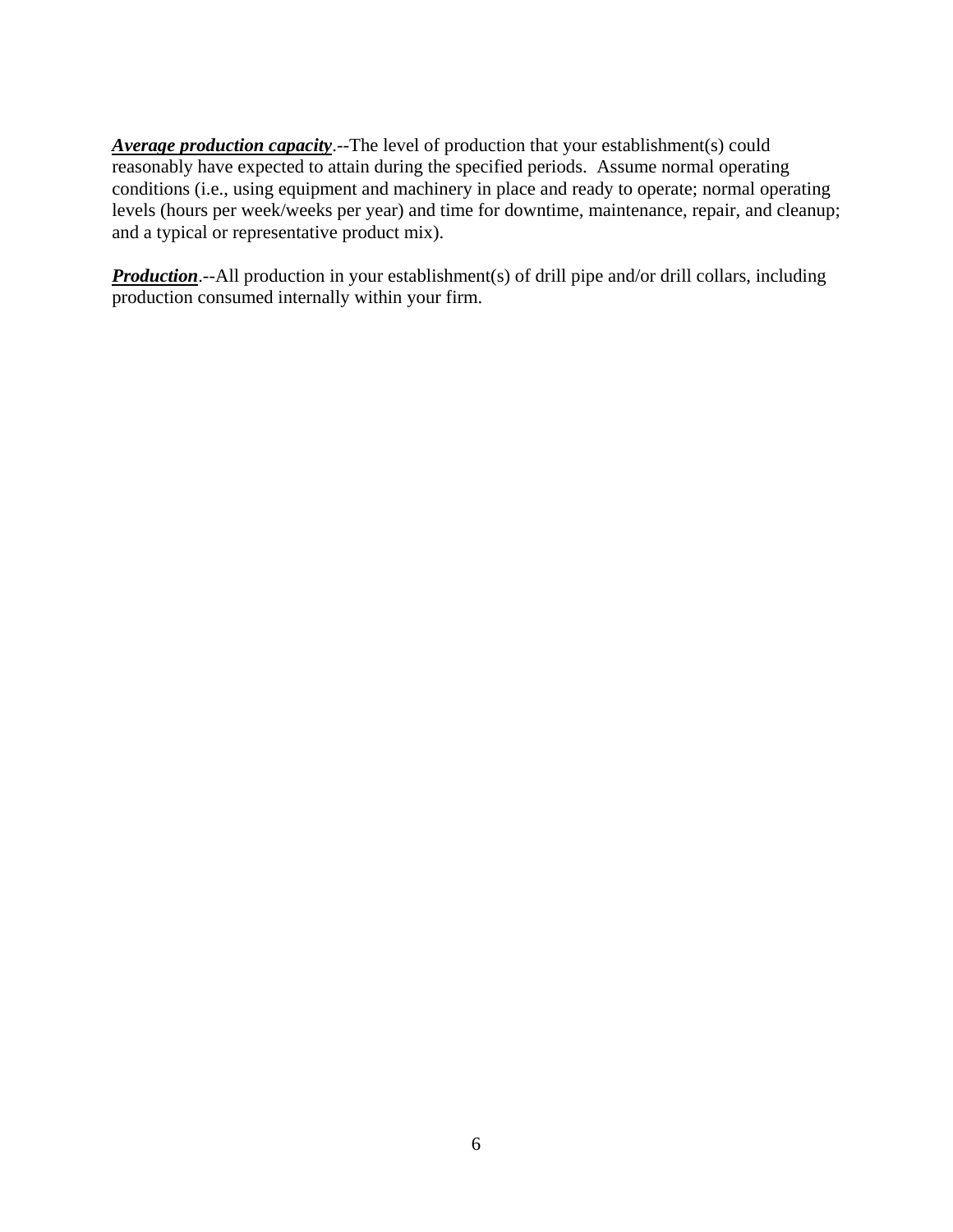***Average production capacity***.--The level of production that your establishment(s) could reasonably have expected to attain during the specified periods. Assume normal operating conditions (i.e., using equipment and machinery in place and ready to operate; normal operating levels (hours per week/weeks per year) and time for downtime, maintenance, repair, and cleanup; and a typical or representative product mix).

***Production***.--All production in your establishment(s) of drill pipe and/or drill collars, including production consumed internally within your firm.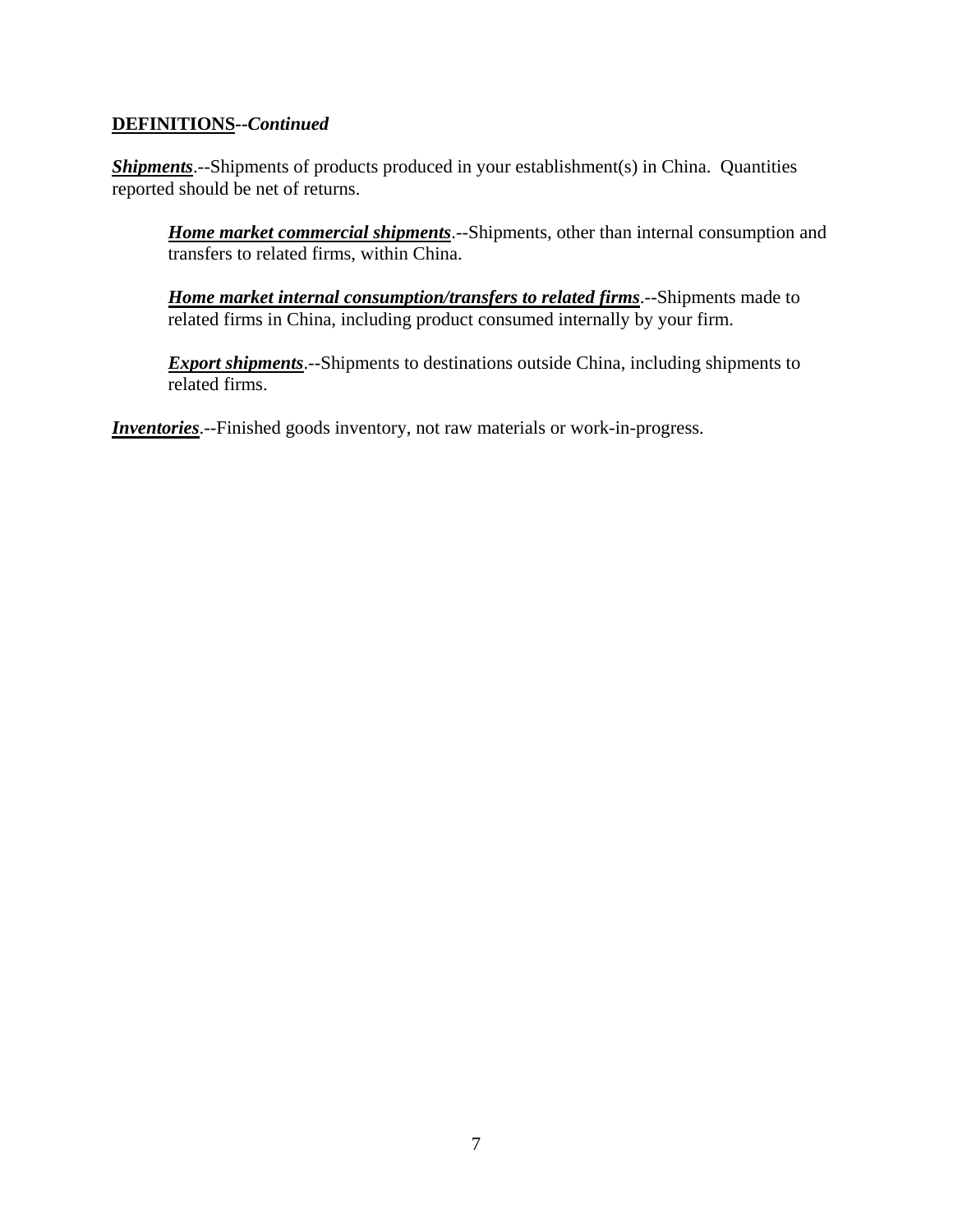**DEFINITIONS**--***Continued***

***Shipments***.--Shipments of products produced in your establishment(s) in China. Quantities reported should be net of returns.

> ***Home market commercial shipments***.--Shipments, other than internal consumption and transfers to related firms, within China.
>
> ***Home market internal consumption/transfers to related firms***.--Shipments made to related firms in China, including product consumed internally by your firm.
>
> ***Export shipments***.--Shipments to destinations outside China, including shipments to related firms.

***Inventories***.--Finished goods inventory, not raw materials or work-in-progress.